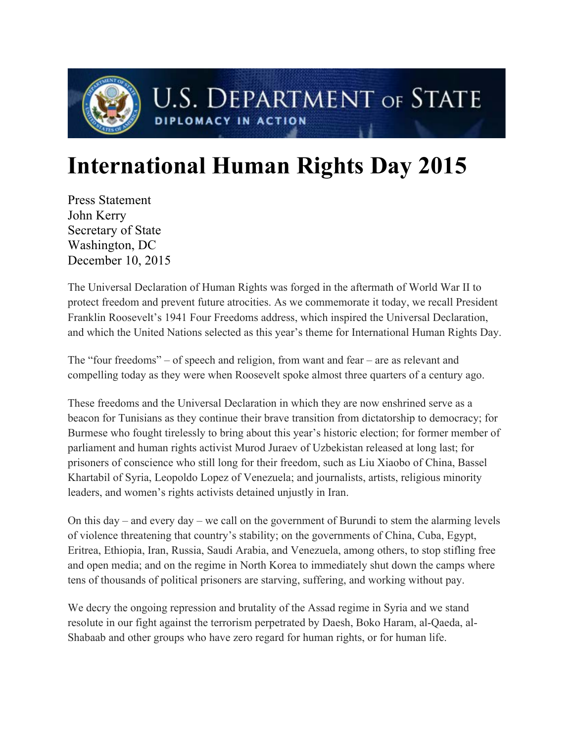U.S. DEPARTMENT OF STATE
DIPLOMACY IN ACTION

# International Human Rights Day 2015

Press Statement
John Kerry
Secretary of State
Washington, DC
December 10, 2015

The Universal Declaration of Human Rights was forged in the aftermath of World War II to protect freedom and prevent future atrocities. As we commemorate it today, we recall President Franklin Roosevelt's 1941 Four Freedoms address, which inspired the Universal Declaration, and which the United Nations selected as this year's theme for International Human Rights Day.

The "four freedoms" – of speech and religion, from want and fear – are as relevant and compelling today as they were when Roosevelt spoke almost three quarters of a century ago.

These freedoms and the Universal Declaration in which they are now enshrined serve as a beacon for Tunisians as they continue their brave transition from dictatorship to democracy; for Burmese who fought tirelessly to bring about this year's historic election; for former member of parliament and human rights activist Murod Juraev of Uzbekistan released at long last; for prisoners of conscience who still long for their freedom, such as Liu Xiaobo of China, Bassel Khartabil of Syria, Leopoldo Lopez of Venezuela; and journalists, artists, religious minority leaders, and women's rights activists detained unjustly in Iran.

On this day – and every day – we call on the government of Burundi to stem the alarming levels of violence threatening that country's stability; on the governments of China, Cuba, Egypt, Eritrea, Ethiopia, Iran, Russia, Saudi Arabia, and Venezuela, among others, to stop stifling free and open media; and on the regime in North Korea to immediately shut down the camps where tens of thousands of political prisoners are starving, suffering, and working without pay.

We decry the ongoing repression and brutality of the Assad regime in Syria and we stand resolute in our fight against the terrorism perpetrated by Daesh, Boko Haram, al-Qaeda, al-Shabaab and other groups who have zero regard for human rights, or for human life.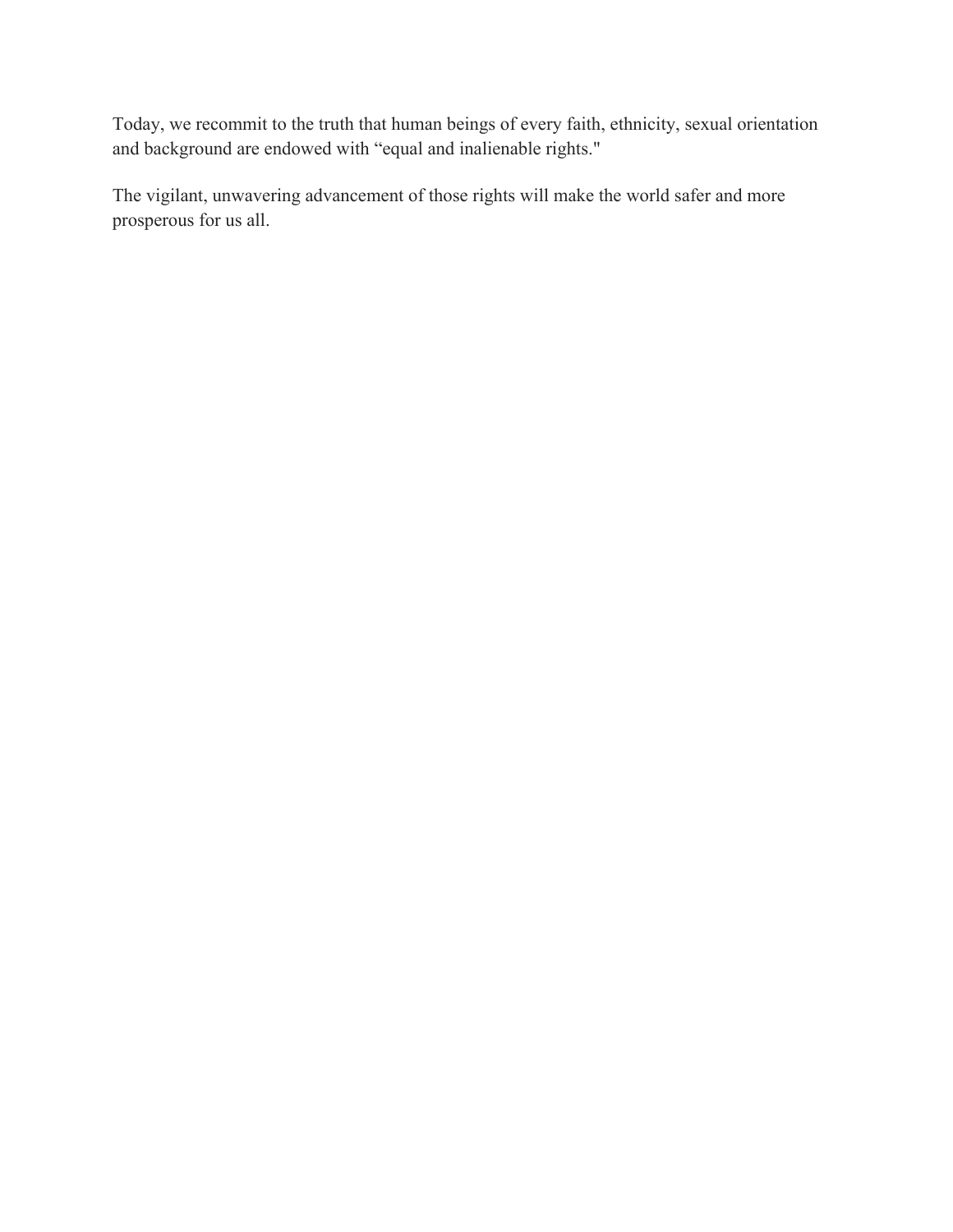Today, we recommit to the truth that human beings of every faith, ethnicity, sexual orientation and background are endowed with "equal and inalienable rights."

The vigilant, unwavering advancement of those rights will make the world safer and more prosperous for us all.